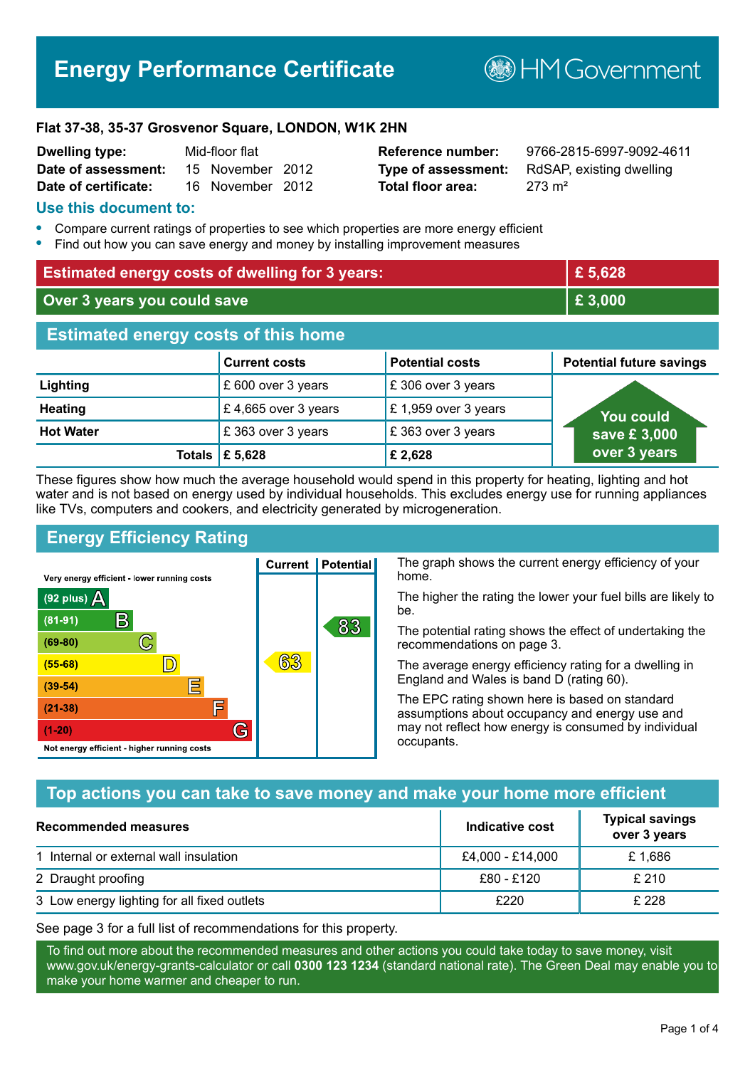# Energy Performance Certificate

HM Government

**Flat 37-38, 35-37 Grosvenor Square, LONDON, W1K 2HN**

| | | | |
|---|---|---|---|
| **Dwelling type:** | Mid-floor flat | **Reference number:** | 9766-2815-6997-9092-4611 |
| **Date of assessment:** | 15 November 2012 | **Type of assessment:** | RdSAP, existing dwelling |
| **Date of certificate:** | 16 November 2012 | **Total floor area:** | 273 m² |

## Use this document to:

- Compare current ratings of properties to see which properties are more energy efficient
- Find out how you can save energy and money by installing improvement measures

| | |
|---|---|
| **Estimated energy costs of dwelling for 3 years:** | **£ 5,628** |
| **Over 3 years you could save** | **£ 3,000** |

## Estimated energy costs of this home

| | Current costs | Potential costs | Potential future savings |
|---|---|---|---|
| **Lighting** | £ 600 over 3 years | £ 306 over 3 years | You could save £ 3,000 over 3 years |
| **Heating** | £ 4,665 over 3 years | £ 1,959 over 3 years | |
| **Hot Water** | £ 363 over 3 years | £ 363 over 3 years | |
| **Totals** | **£ 5,628** | **£ 2,628** | |

These figures show how much the average household would spend in this property for heating, lighting and hot water and is not based on energy used by individual households. This excludes energy use for running appliances like TVs, computers and cookers, and electricity generated by microgeneration.

## Energy Efficiency Rating

Very energy efficient - lower running costs

| Rating | Band | Current | Potential |
|---|---|---|---|
| (92 plus) | A | | |
| (81-91) | B | | 83 |
| (69-80) | C | | |
| (55-68) | D | 63 | |
| (39-54) | E | | |
| (21-38) | F | | |
| (1-20) | G | | |

Not energy efficient - higher running costs

The graph shows the current energy efficiency of your home.

The higher the rating the lower your fuel bills are likely to be.

The potential rating shows the effect of undertaking the recommendations on page 3.

The average energy efficiency rating for a dwelling in England and Wales is band D (rating 60).

The EPC rating shown here is based on standard assumptions about occupancy and energy use and may not reflect how energy is consumed by individual occupants.

## Top actions you can take to save money and make your home more efficient

| Recommended measures | Indicative cost | Typical savings over 3 years |
|---|---|---|
| 1 Internal or external wall insulation | £4,000 - £14,000 | £ 1,686 |
| 2 Draught proofing | £80 - £120 | £ 210 |
| 3 Low energy lighting for all fixed outlets | £220 | £ 228 |

See page 3 for a full list of recommendations for this property.

To find out more about the recommended measures and other actions you could take today to save money, visit www.gov.uk/energy-grants-calculator or call **0300 123 1234** (standard national rate). The Green Deal may enable you to make your home warmer and cheaper to run.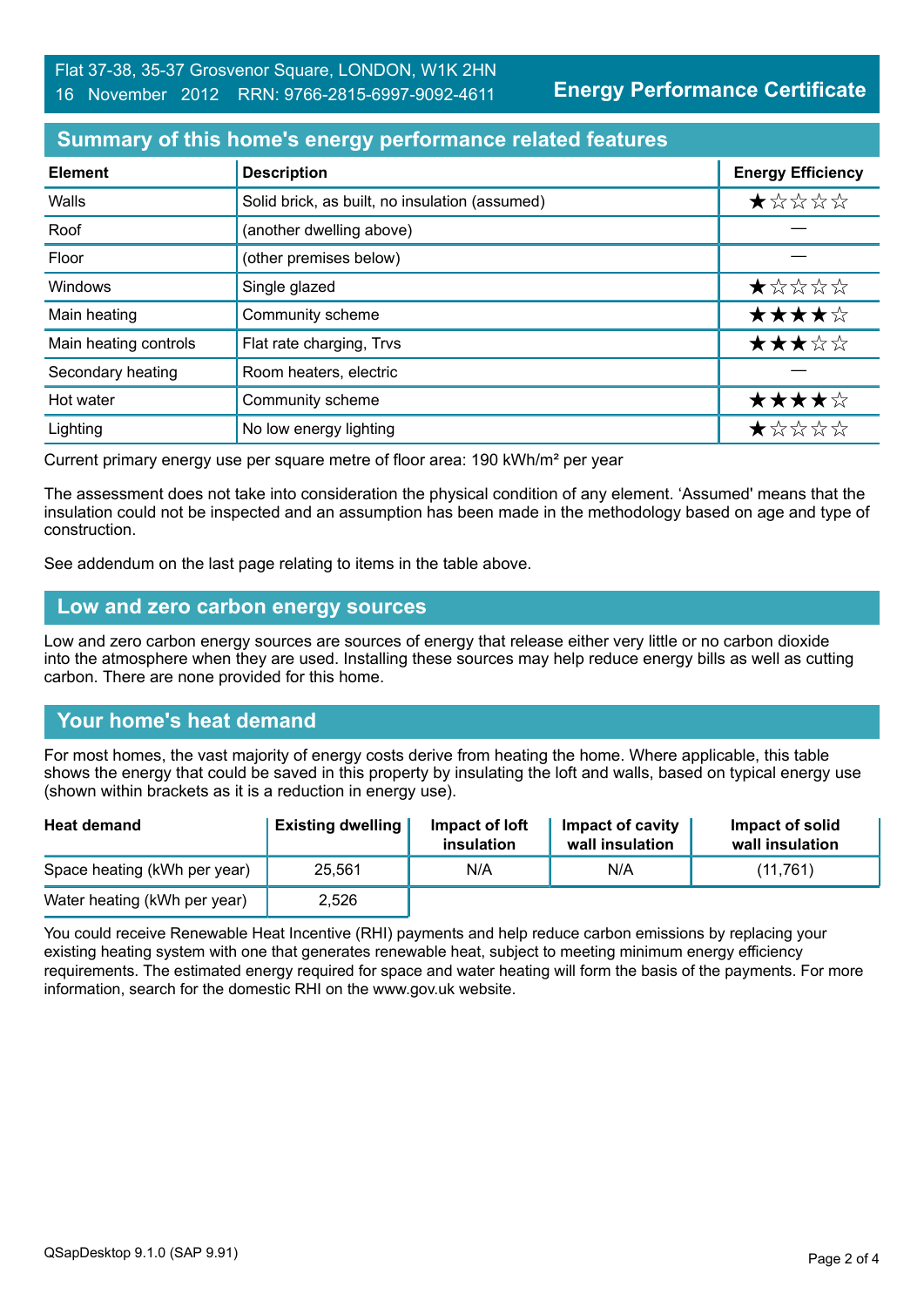Flat 37-38, 35-37 Grosvenor Square, LONDON, W1K 2HN
16 November 2012 RRN: 9766-2815-6997-9092-4611

**Energy Performance Certificate**

## Summary of this home's energy performance related features

| Element | Description | Energy Efficiency |
|---|---|---|
| Walls | Solid brick, as built, no insulation (assumed) | ★☆☆☆☆ |
| Roof | (another dwelling above) | — |
| Floor | (other premises below) | — |
| Windows | Single glazed | ★☆☆☆☆ |
| Main heating | Community scheme | ★★★★☆ |
| Main heating controls | Flat rate charging, Trvs | ★★★☆☆ |
| Secondary heating | Room heaters, electric | — |
| Hot water | Community scheme | ★★★★☆ |
| Lighting | No low energy lighting | ★☆☆☆☆ |

Current primary energy use per square metre of floor area: 190 kWh/m² per year

The assessment does not take into consideration the physical condition of any element. 'Assumed' means that the insulation could not be inspected and an assumption has been made in the methodology based on age and type of construction.

See addendum on the last page relating to items in the table above.

## Low and zero carbon energy sources

Low and zero carbon energy sources are sources of energy that release either very little or no carbon dioxide into the atmosphere when they are used. Installing these sources may help reduce energy bills as well as cutting carbon. There are none provided for this home.

## Your home's heat demand

For most homes, the vast majority of energy costs derive from heating the home. Where applicable, this table shows the energy that could be saved in this property by insulating the loft and walls, based on typical energy use (shown within brackets as it is a reduction in energy use).

| Heat demand | Existing dwelling | Impact of loft insulation | Impact of cavity wall insulation | Impact of solid wall insulation |
|---|---|---|---|---|
| Space heating (kWh per year) | 25,561 | N/A | N/A | (11,761) |
| Water heating (kWh per year) | 2,526 | | | |

You could receive Renewable Heat Incentive (RHI) payments and help reduce carbon emissions by replacing your existing heating system with one that generates renewable heat, subject to meeting minimum energy efficiency requirements. The estimated energy required for space and water heating will form the basis of the payments. For more information, search for the domestic RHI on the www.gov.uk website.

QSapDesktop 9.1.0 (SAP 9.91)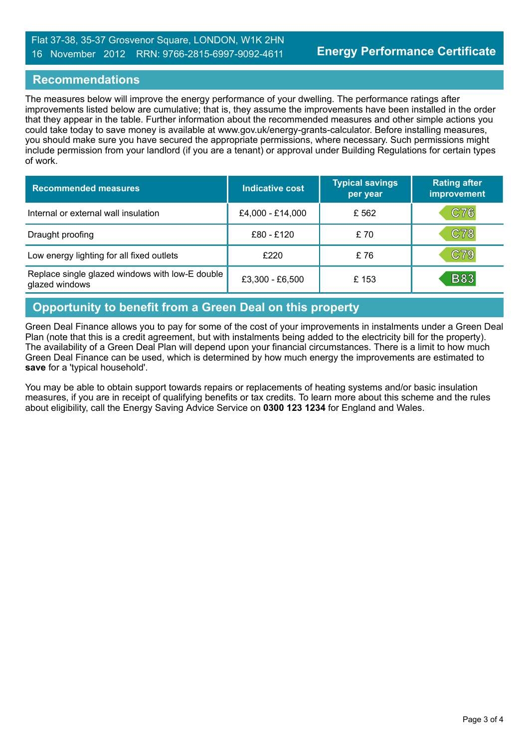## Recommendations

The measures below will improve the energy performance of your dwelling. The performance ratings after improvements listed below are cumulative; that is, they assume the improvements have been installed in the order that they appear in the table. Further information about the recommended measures and other simple actions you could take today to save money is available at www.gov.uk/energy-grants-calculator. Before installing measures, you should make sure you have secured the appropriate permissions, where necessary. Such permissions might include permission from your landlord (if you are a tenant) or approval under Building Regulations for certain types of work.

| Recommended measures | Indicative cost | Typical savings per year | Rating after improvement |
|---|---|---|---|
| Internal or external wall insulation | £4,000 - £14,000 | £ 562 | C76 |
| Draught proofing | £80 - £120 | £ 70 | C78 |
| Low energy lighting for all fixed outlets | £220 | £ 76 | C79 |
| Replace single glazed windows with low-E double glazed windows | £3,300 - £6,500 | £ 153 | B83 |

## Opportunity to benefit from a Green Deal on this property

Green Deal Finance allows you to pay for some of the cost of your improvements in instalments under a Green Deal Plan (note that this is a credit agreement, but with instalments being added to the electricity bill for the property). The availability of a Green Deal Plan will depend upon your financial circumstances. There is a limit to how much Green Deal Finance can be used, which is determined by how much energy the improvements are estimated to **save** for a 'typical household'.

You may be able to obtain support towards repairs or replacements of heating systems and/or basic insulation measures, if you are in receipt of qualifying benefits or tax credits. To learn more about this scheme and the rules about eligibility, call the Energy Saving Advice Service on **0300 123 1234** for England and Wales.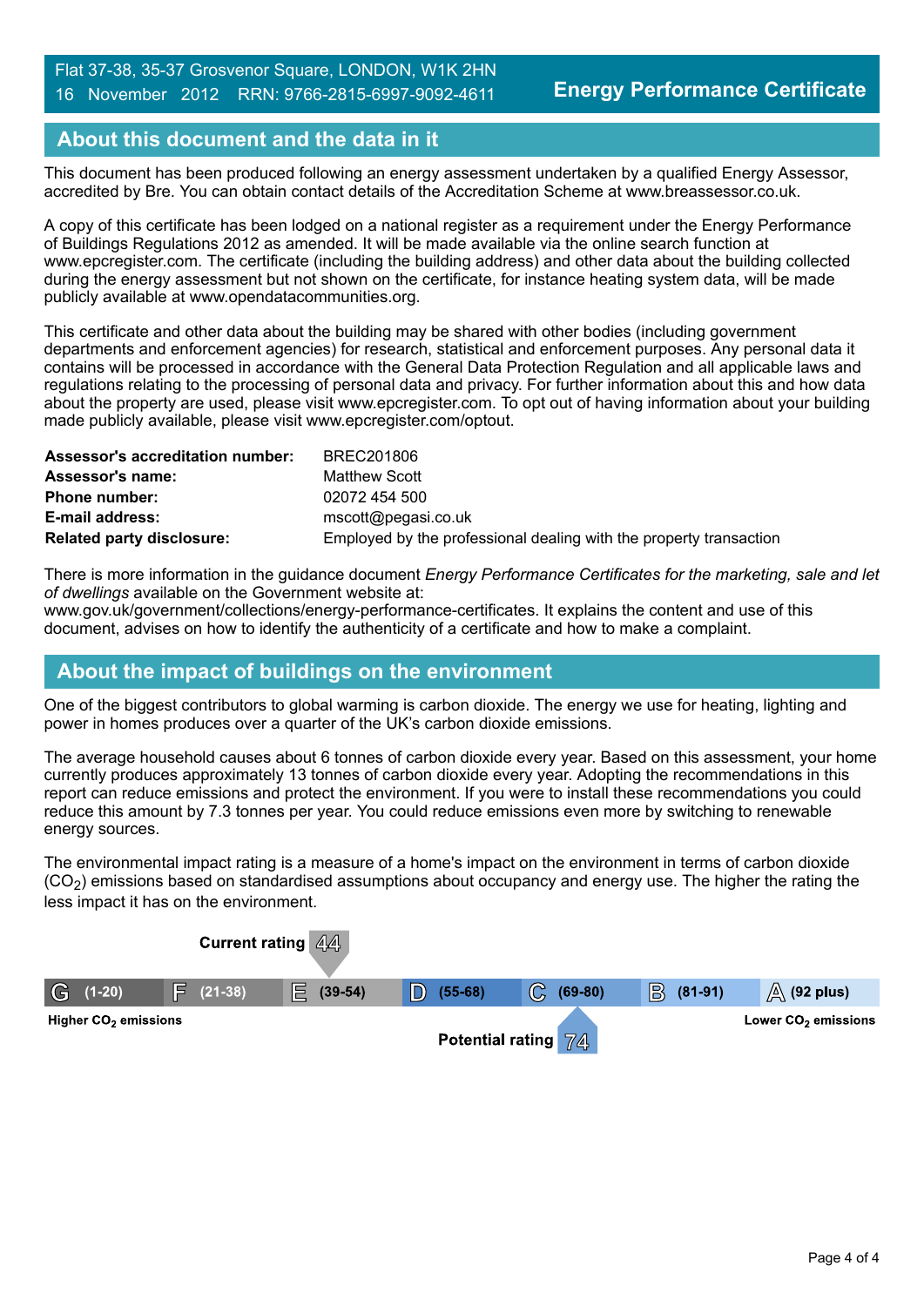Flat 37-38, 35-37 Grosvenor Square, LONDON, W1K 2HN
16 November 2012 RRN: 9766-2815-6997-9092-4611

**Energy Performance Certificate**

## About this document and the data in it

This document has been produced following an energy assessment undertaken by a qualified Energy Assessor, accredited by Bre. You can obtain contact details of the Accreditation Scheme at www.breassessor.co.uk.

A copy of this certificate has been lodged on a national register as a requirement under the Energy Performance of Buildings Regulations 2012 as amended. It will be made available via the online search function at www.epcregister.com. The certificate (including the building address) and other data about the building collected during the energy assessment but not shown on the certificate, for instance heating system data, will be made publicly available at www.opendatacommunities.org.

This certificate and other data about the building may be shared with other bodies (including government departments and enforcement agencies) for research, statistical and enforcement purposes. Any personal data it contains will be processed in accordance with the General Data Protection Regulation and all applicable laws and regulations relating to the processing of personal data and privacy. For further information about this and how data about the property are used, please visit www.epcregister.com. To opt out of having information about your building made publicly available, please visit www.epcregister.com/optout.

| | |
|---|---|
| **Assessor's accreditation number:** | BREC201806 |
| **Assessor's name:** | Matthew Scott |
| **Phone number:** | 02072 454 500 |
| **E-mail address:** | mscott@pegasi.co.uk |
| **Related party disclosure:** | Employed by the professional dealing with the property transaction |

There is more information in the guidance document *Energy Performance Certificates for the marketing, sale and let of dwellings* available on the Government website at: www.gov.uk/government/collections/energy-performance-certificates. It explains the content and use of this document, advises on how to identify the authenticity of a certificate and how to make a complaint.

## About the impact of buildings on the environment

One of the biggest contributors to global warming is carbon dioxide. The energy we use for heating, lighting and power in homes produces over a quarter of the UK's carbon dioxide emissions.

The average household causes about 6 tonnes of carbon dioxide every year. Based on this assessment, your home currently produces approximately 13 tonnes of carbon dioxide every year. Adopting the recommendations in this report can reduce emissions and protect the environment. If you were to install these recommendations you could reduce this amount by 7.3 tonnes per year. You could reduce emissions even more by switching to renewable energy sources.

The environmental impact rating is a measure of a home's impact on the environment in terms of carbon dioxide ($CO_2$) emissions based on standardised assumptions about occupancy and energy use. The higher the rating the less impact it has on the environment.

Current rating 44

G (1-20)
F (21-38)
E (39-54)
D (55-68)
C (69-80)
B (81-91)
A (92 plus)

Higher $CO_2$ emissions

Lower $CO_2$ emissions

Potential rating 74